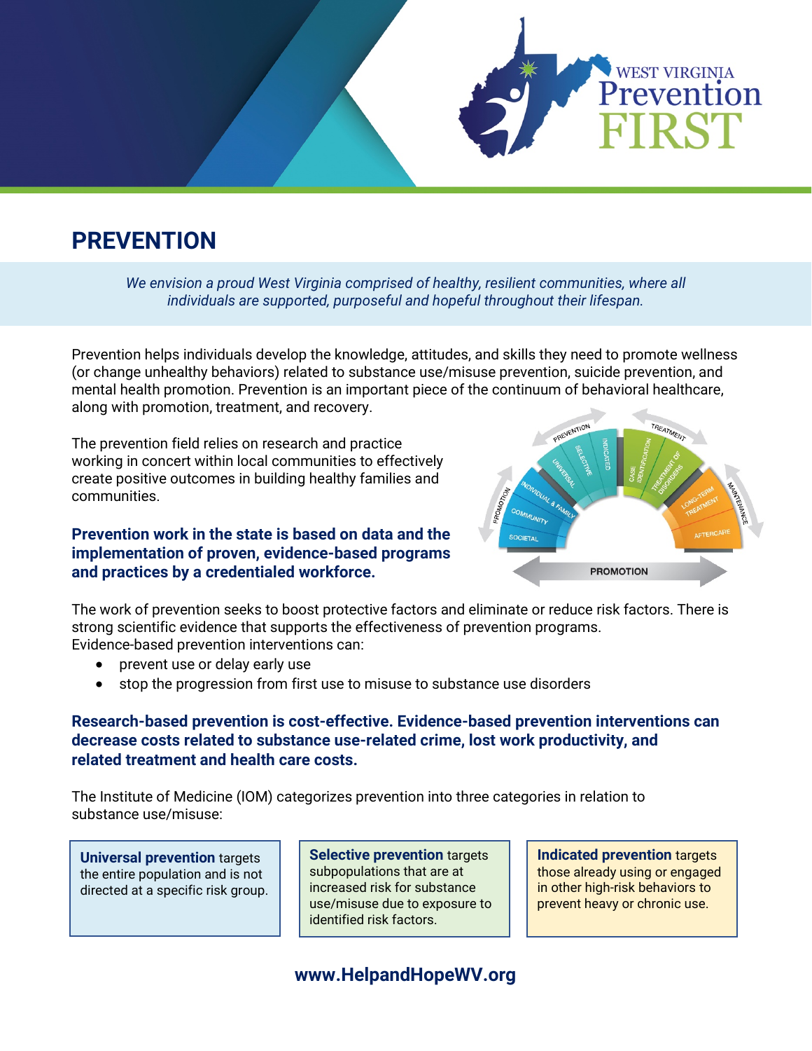# PREVENTION

*We envision a proud West Virginia comprised of healthy, resilient communities, where all individuals are supported, purposeful and hopeful throughout their lifespan.*

Prevention helps individuals develop the knowledge, attitudes, and skills they need to promote wellness (or change unhealthy behaviors) related to substance use/misuse prevention, suicide prevention, and mental health promotion. Prevention is an important piece of the continuum of behavioral healthcare, along with promotion, treatment, and recovery.

The prevention field relies on research and practice working in concert within local communities to effectively create positive outcomes in building healthy families and communities.

**Prevention work in the state is based on data and the implementation of proven, evidence-based programs and practices by a credentialed workforce.**

The work of prevention seeks to boost protective factors and eliminate or reduce risk factors. There is strong scientific evidence that supports the effectiveness of prevention programs. Evidence-based prevention interventions can:

- prevent use or delay early use
- stop the progression from first use to misuse to substance use disorders

**Research-based prevention is cost-effective. Evidence-based prevention interventions can decrease costs related to substance use-related crime, lost work productivity, and related treatment and health care costs.**

The Institute of Medicine (IOM) categorizes prevention into three categories in relation to substance use/misuse:

**Universal prevention** targets the entire population and is not directed at a specific risk group.

**Selective prevention** targets subpopulations that are at increased risk for substance use/misuse due to exposure to identified risk factors.

**Indicated prevention** targets those already using or engaged in other high-risk behaviors to prevent heavy or chronic use.

**www.HelpandHopeWV.org**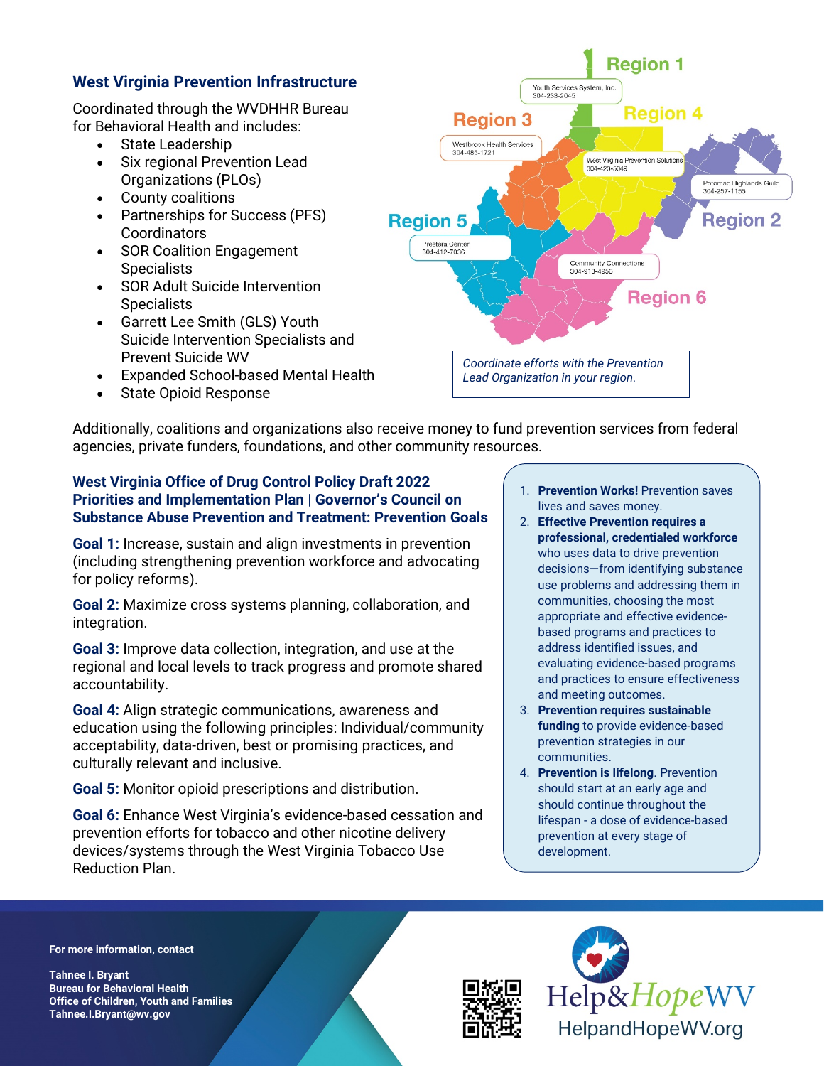## West Virginia Prevention Infrastructure

Coordinated through the WVDHHR Bureau for Behavioral Health and includes:

- State Leadership
- Six regional Prevention Lead Organizations (PLOs)
- County coalitions
- Partnerships for Success (PFS) Coordinators
- SOR Coalition Engagement Specialists
- SOR Adult Suicide Intervention Specialists
- Garrett Lee Smith (GLS) Youth Suicide Intervention Specialists and Prevent Suicide WV
- Expanded School-based Mental Health
- State Opioid Response

Region 1
Youth Services System, Inc.
304-233-2045

Region 2
Potomac Highlands Guild
304-257-1155

Region 3
Westbrook Health Services
304-485-1721

Region 4
West Virginia Prevention Solutions
304-423-5049

Region 5
Prestera Center
304-412-7036

Region 6
Community Connections
304-913-4956

*Coordinate efforts with the Prevention Lead Organization in your region.*

Additionally, coalitions and organizations also receive money to fund prevention services from federal agencies, private funders, foundations, and other community resources.

## West Virginia Office of Drug Control Policy Draft 2022 Priorities and Implementation Plan | Governor's Council on Substance Abuse Prevention and Treatment: Prevention Goals

**Goal 1:** Increase, sustain and align investments in prevention (including strengthening prevention workforce and advocating for policy reforms).

**Goal 2:** Maximize cross systems planning, collaboration, and integration.

**Goal 3:** Improve data collection, integration, and use at the regional and local levels to track progress and promote shared accountability.

**Goal 4:** Align strategic communications, awareness and education using the following principles: Individual/community acceptability, data-driven, best or promising practices, and culturally relevant and inclusive.

**Goal 5:** Monitor opioid prescriptions and distribution.

**Goal 6:** Enhance West Virginia's evidence-based cessation and prevention efforts for tobacco and other nicotine delivery devices/systems through the West Virginia Tobacco Use Reduction Plan.

1. **Prevention Works!** Prevention saves lives and saves money.
2. **Effective Prevention requires a professional, credentialed workforce** who uses data to drive prevention decisions—from identifying substance use problems and addressing them in communities, choosing the most appropriate and effective evidence-based programs and practices to address identified issues, and evaluating evidence-based programs and practices to ensure effectiveness and meeting outcomes.
3. **Prevention requires sustainable funding** to provide evidence-based prevention strategies in our communities.
4. **Prevention is lifelong**. Prevention should start at an early age and should continue throughout the lifespan - a dose of evidence-based prevention at every stage of development.

**For more information, contact**

**Tahnee I. Bryant**
**Bureau for Behavioral Health**
**Office of Children, Youth and Families**
**Tahnee.I.Bryant@wv.gov**

Help&HopeWV
HelpandHopeWV.org